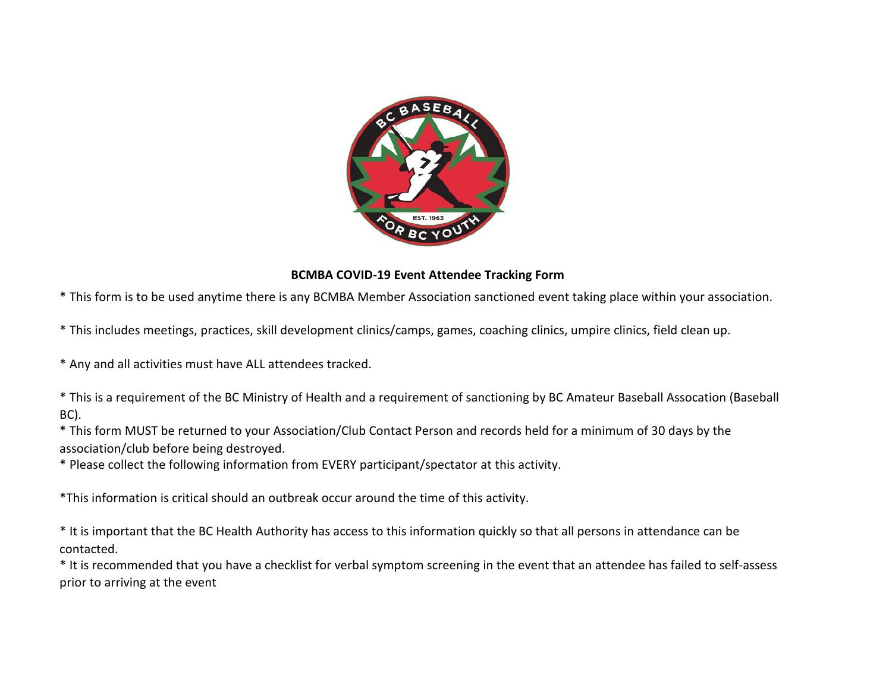**BCMBA COVID-19 Event Attendee Tracking Form**

* This form is to be used anytime there is any BCMBA Member Association sanctioned event taking place within your association.

* This includes meetings, practices, skill development clinics/camps, games, coaching clinics, umpire clinics, field clean up.

* Any and all activities must have ALL attendees tracked.

* This is a requirement of the BC Ministry of Health and a requirement of sanctioning by BC Amateur Baseball Assocation (Baseball BC).

* This form MUST be returned to your Association/Club Contact Person and records held for a minimum of 30 days by the association/club before being destroyed.

* Please collect the following information from EVERY participant/spectator at this activity.

*This information is critical should an outbreak occur around the time of this activity.

* It is important that the BC Health Authority has access to this information quickly so that all persons in attendance can be contacted.

* It is recommended that you have a checklist for verbal symptom screening in the event that an attendee has failed to self-assess prior to arriving at the event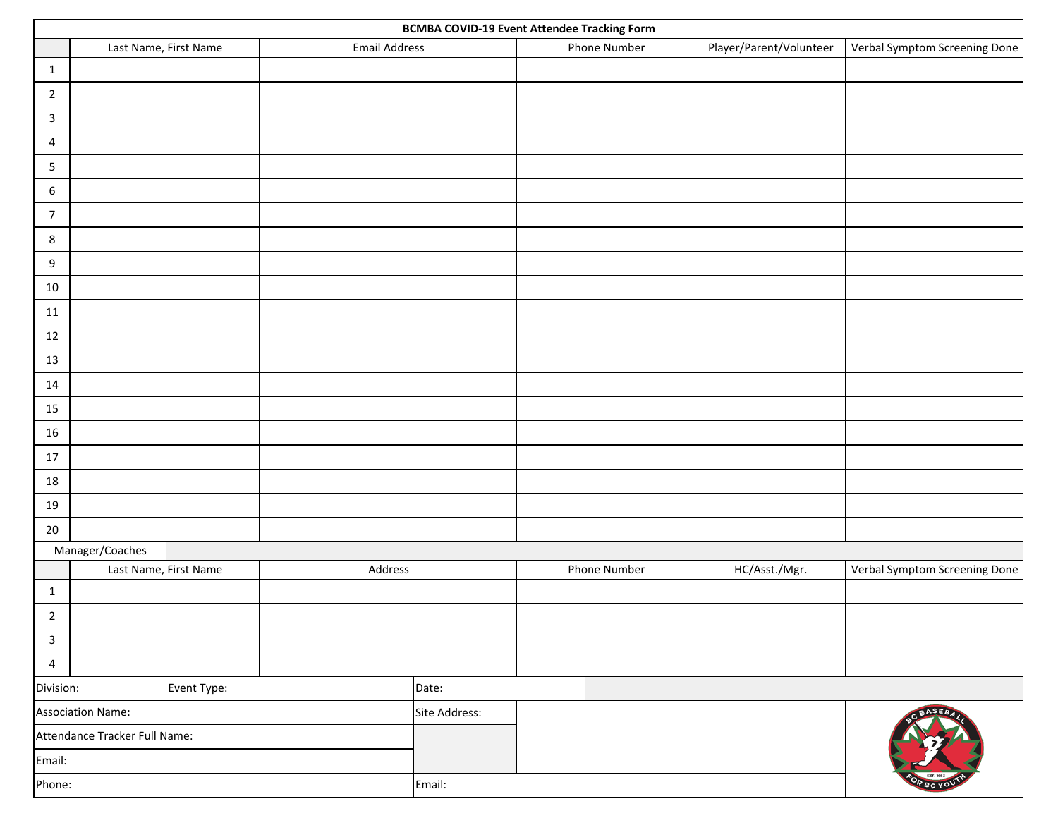# BCMBA COVID-19 Event Attendee Tracking Form

| | Last Name, First Name | Email Address | Phone Number | Player/Parent/Volunteer | Verbal Symptom Screening Done |
|---|---|---|---|---|---|
| 1 | | | | | |
| 2 | | | | | |
| 3 | | | | | |
| 4 | | | | | |
| 5 | | | | | |
| 6 | | | | | |
| 7 | | | | | |
| 8 | | | | | |
| 9 | | | | | |
| 10 | | | | | |
| 11 | | | | | |
| 12 | | | | | |
| 13 | | | | | |
| 14 | | | | | |
| 15 | | | | | |
| 16 | | | | | |
| 17 | | | | | |
| 18 | | | | | |
| 19 | | | | | |
| 20 | | | | | |

Manager/Coaches

| | Last Name, First Name | Address | Phone Number | HC/Asst./Mgr. | Verbal Symptom Screening Done |
|---|---|---|---|---|---|
| 1 | | | | | |
| 2 | | | | | |
| 3 | | | | | |
| 4 | | | | | |

| | | |
|---|---|---|
| Division: | Event Type: | Date: |
| Association Name: | | Site Address: |
| Attendance Tracker Full Name: | | |
| Email: | | |
| Phone: | | Email: |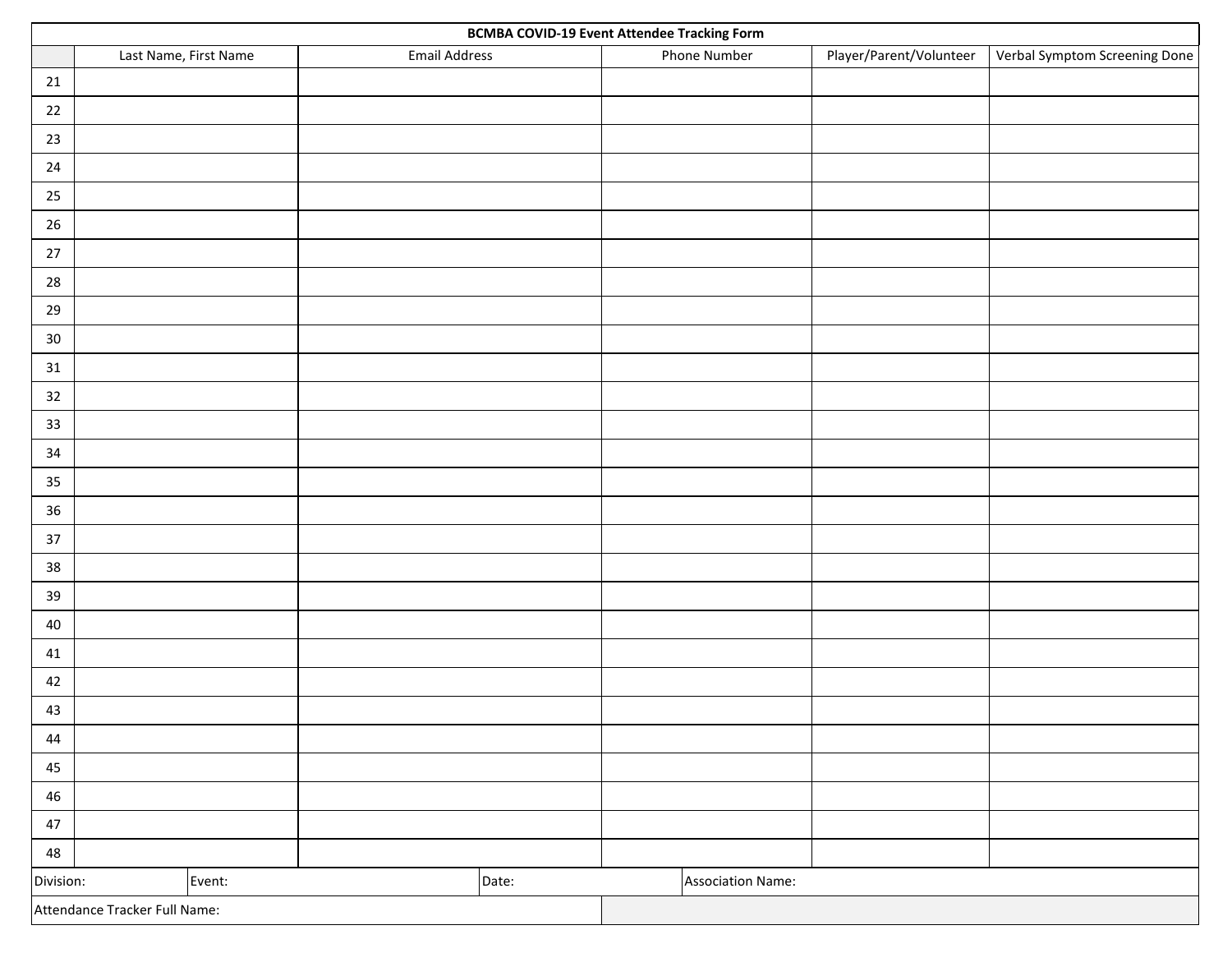| BCMBA COVID-19 Event Attendee Tracking Form | | | | | |
|---|---|---|---|---|---|
| | Last Name, First Name | Email Address | Phone Number | Player/Parent/Volunteer | Verbal Symptom Screening Done |
| 21 | | | | | |
| 22 | | | | | |
| 23 | | | | | |
| 24 | | | | | |
| 25 | | | | | |
| 26 | | | | | |
| 27 | | | | | |
| 28 | | | | | |
| 29 | | | | | |
| 30 | | | | | |
| 31 | | | | | |
| 32 | | | | | |
| 33 | | | | | |
| 34 | | | | | |
| 35 | | | | | |
| 36 | | | | | |
| 37 | | | | | |
| 38 | | | | | |
| 39 | | | | | |
| 40 | | | | | |
| 41 | | | | | |
| 42 | | | | | |
| 43 | | | | | |
| 44 | | | | | |
| 45 | | | | | |
| 46 | | | | | |
| 47 | | | | | |
| 48 | | | | | |

| Division: | Event: | Date: | Association Name: |
|---|---|---|---|
| Attendance Tracker Full Name: | | | |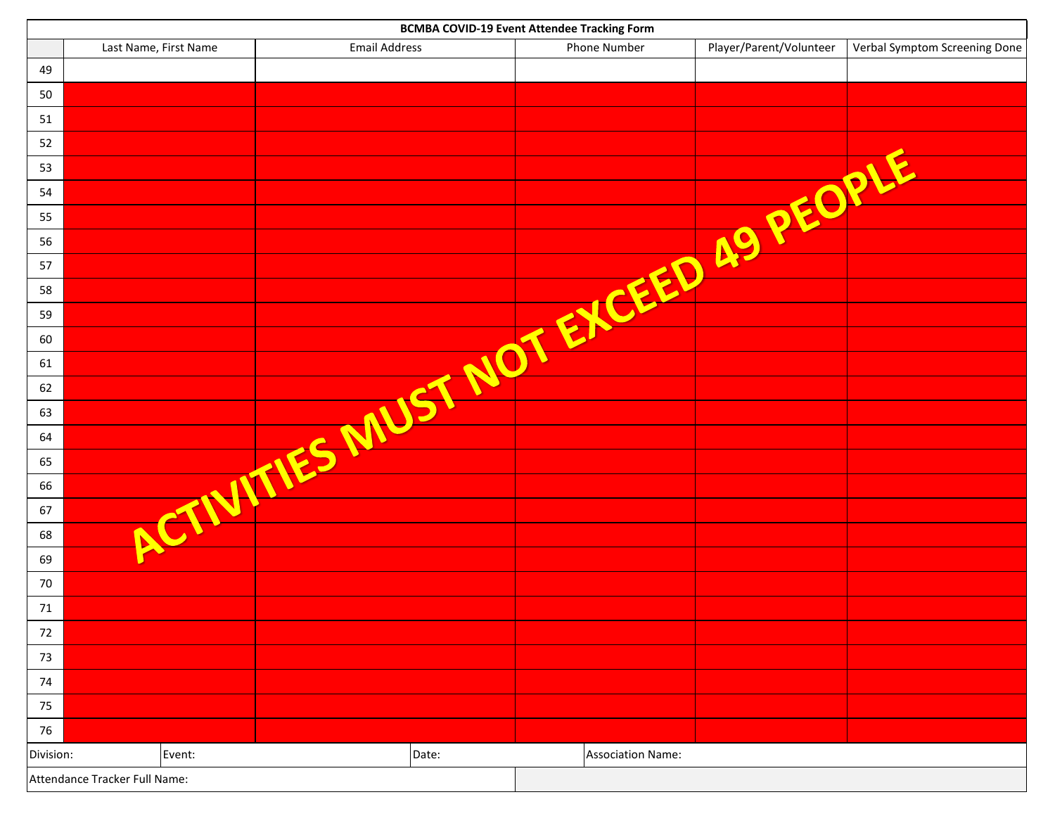**BCMBA COVID-19 Event Attendee Tracking Form**

| | Last Name, First Name | Email Address | Phone Number | Player/Parent/Volunteer | Verbal Symptom Screening Done |
|---|---|---|---|---|---|
| 49 | | | | | |
| 50 | | | | | |
| 51 | | | | | |
| 52 | | | | | |
| 53 | | | | | |
| 54 | | | | | |
| 55 | | | | | |
| 56 | | | | | |
| 57 | | | | | |
| 58 | | | | | |
| 59 | | | | | |
| 60 | | | | | |
| 61 | | | | | |
| 62 | | | | | |
| 63 | | | | | |
| 64 | | | | | |
| 65 | | | | | |
| 66 | | | | | |
| 67 | | | | | |
| 68 | | | | | |
| 69 | | | | | |
| 70 | | | | | |
| 71 | | | | | |
| 72 | | | | | |
| 73 | | | | | |
| 74 | | | | | |
| 75 | | | | | |
| 76 | | | | | |

ACTIVITIES MUST NOT EXCEED 49 PEOPLE

Division: Event: Date: Association Name:

Attendance Tracker Full Name: